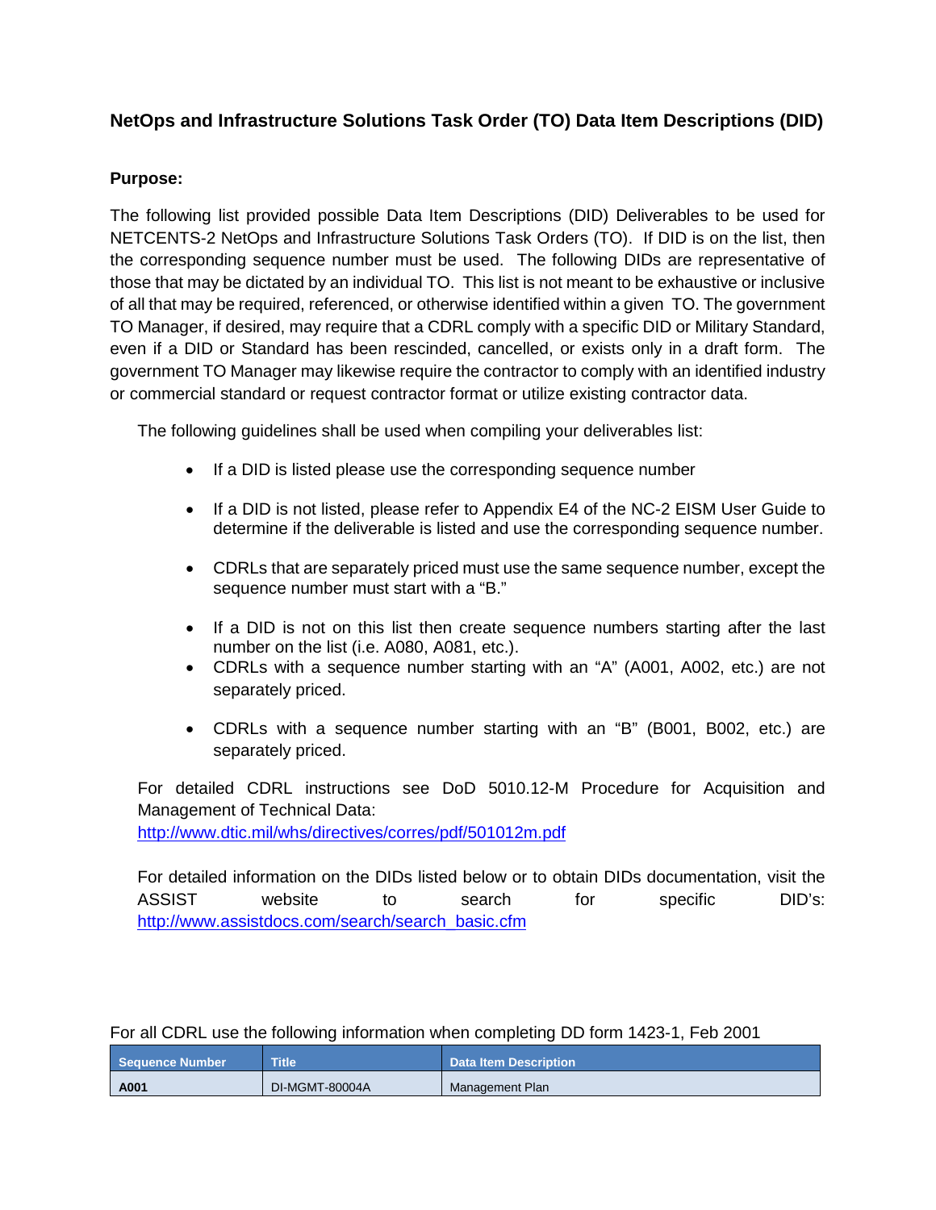## NetOps and Infrastructure Solutions Task Order (TO) Data Item Descriptions (DID)

**Purpose:**

The following list provided possible Data Item Descriptions (DID) Deliverables to be used for NETCENTS-2 NetOps and Infrastructure Solutions Task Orders (TO). If DID is on the list, then the corresponding sequence number must be used. The following DIDs are representative of those that may be dictated by an individual TO. This list is not meant to be exhaustive or inclusive of all that may be required, referenced, or otherwise identified within a given TO. The government TO Manager, if desired, may require that a CDRL comply with a specific DID or Military Standard, even if a DID or Standard has been rescinded, cancelled, or exists only in a draft form. The government TO Manager may likewise require the contractor to comply with an identified industry or commercial standard or request contractor format or utilize existing contractor data.

The following guidelines shall be used when compiling your deliverables list:

- If a DID is listed please use the corresponding sequence number
- If a DID is not listed, please refer to Appendix E4 of the NC-2 EISM User Guide to determine if the deliverable is listed and use the corresponding sequence number.
- CDRLs that are separately priced must use the same sequence number, except the sequence number must start with a "B."
- If a DID is not on this list then create sequence numbers starting after the last number on the list (i.e. A080, A081, etc.).
- CDRLs with a sequence number starting with an "A" (A001, A002, etc.) are not separately priced.
- CDRLs with a sequence number starting with an "B" (B001, B002, etc.) are separately priced.

For detailed CDRL instructions see DoD 5010.12-M Procedure for Acquisition and Management of Technical Data: http://www.dtic.mil/whs/directives/corres/pdf/501012m.pdf

For detailed information on the DIDs listed below or to obtain DIDs documentation, visit the ASSIST website to search for specific DID's: http://www.assistdocs.com/search/search_basic.cfm

For all CDRL use the following information when completing DD form 1423-1, Feb 2001

| Sequence Number | Title | Data Item Description |
|---|---|---|
| **A001** | DI-MGMT-80004A | Management Plan |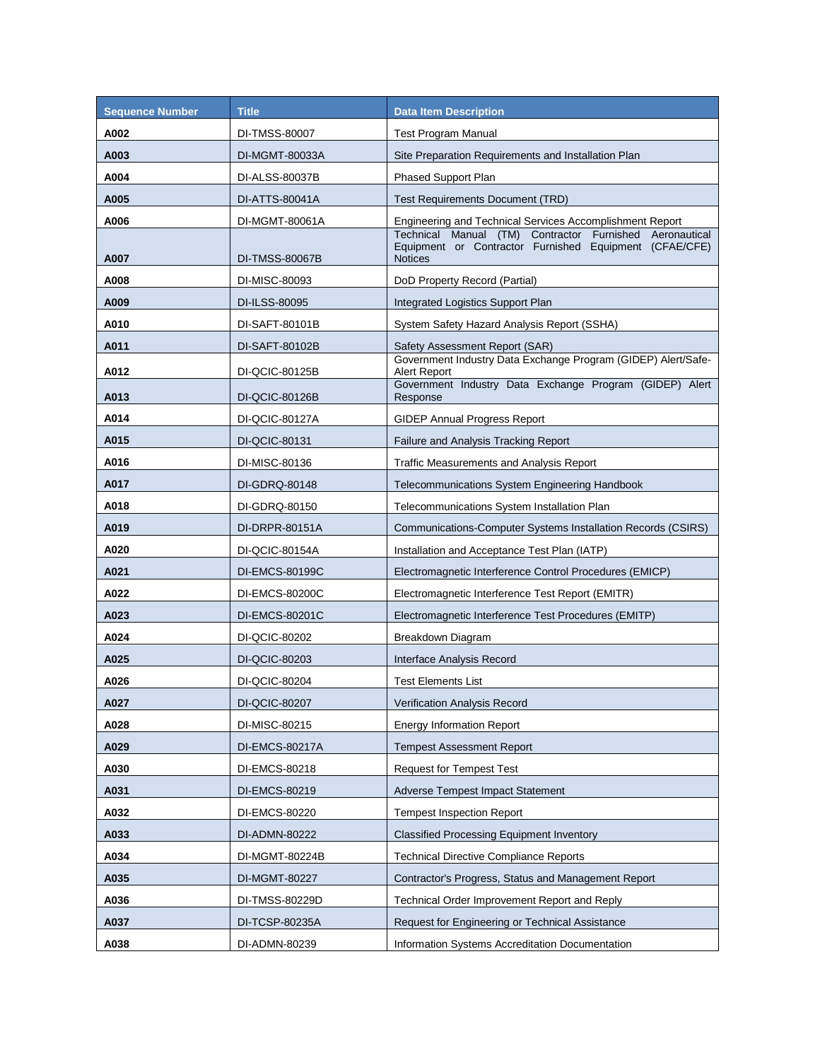| Sequence Number | Title | Data Item Description |
|---|---|---|
| A002 | DI-TMSS-80007 | Test Program Manual |
| A003 | DI-MGMT-80033A | Site Preparation Requirements and Installation Plan |
| A004 | DI-ALSS-80037B | Phased Support Plan |
| A005 | DI-ATTS-80041A | Test Requirements Document (TRD) |
| A006 | DI-MGMT-80061A | Engineering and Technical Services Accomplishment Report |
| A007 | DI-TMSS-80067B | Technical Manual (TM) Contractor Furnished Aeronautical Equipment or Contractor Furnished Equipment (CFAE/CFE) Notices |
| A008 | DI-MISC-80093 | DoD Property Record (Partial) |
| A009 | DI-ILSS-80095 | Integrated Logistics Support Plan |
| A010 | DI-SAFT-80101B | System Safety Hazard Analysis Report (SSHA) |
| A011 | DI-SAFT-80102B | Safety Assessment Report (SAR) |
| A012 | DI-QCIC-80125B | Government Industry Data Exchange Program (GIDEP) Alert/Safe-Alert Report |
| A013 | DI-QCIC-80126B | Government Industry Data Exchange Program (GIDEP) Alert Response |
| A014 | DI-QCIC-80127A | GIDEP Annual Progress Report |
| A015 | DI-QCIC-80131 | Failure and Analysis Tracking Report |
| A016 | DI-MISC-80136 | Traffic Measurements and Analysis Report |
| A017 | DI-GDRQ-80148 | Telecommunications System Engineering Handbook |
| A018 | DI-GDRQ-80150 | Telecommunications System Installation Plan |
| A019 | DI-DRPR-80151A | Communications-Computer Systems Installation Records (CSIRS) |
| A020 | DI-QCIC-80154A | Installation and Acceptance Test Plan (IATP) |
| A021 | DI-EMCS-80199C | Electromagnetic Interference Control Procedures (EMICP) |
| A022 | DI-EMCS-80200C | Electromagnetic Interference Test Report (EMITR) |
| A023 | DI-EMCS-80201C | Electromagnetic Interference Test Procedures (EMITP) |
| A024 | DI-QCIC-80202 | Breakdown Diagram |
| A025 | DI-QCIC-80203 | Interface Analysis Record |
| A026 | DI-QCIC-80204 | Test Elements List |
| A027 | DI-QCIC-80207 | Verification Analysis Record |
| A028 | DI-MISC-80215 | Energy Information Report |
| A029 | DI-EMCS-80217A | Tempest Assessment Report |
| A030 | DI-EMCS-80218 | Request for Tempest Test |
| A031 | DI-EMCS-80219 | Adverse Tempest Impact Statement |
| A032 | DI-EMCS-80220 | Tempest Inspection Report |
| A033 | DI-ADMN-80222 | Classified Processing Equipment Inventory |
| A034 | DI-MGMT-80224B | Technical Directive Compliance Reports |
| A035 | DI-MGMT-80227 | Contractor's Progress, Status and Management Report |
| A036 | DI-TMSS-80229D | Technical Order Improvement Report and Reply |
| A037 | DI-TCSP-80235A | Request for Engineering or Technical Assistance |
| A038 | DI-ADMN-80239 | Information Systems Accreditation Documentation |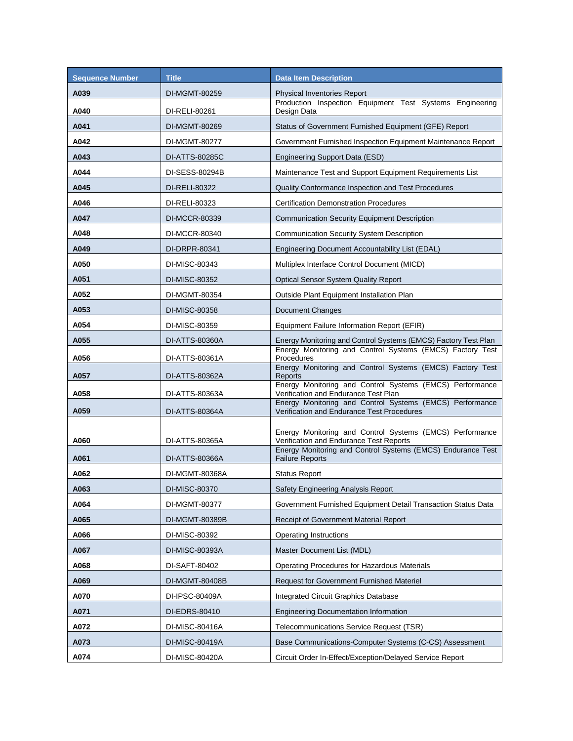| Sequence Number | Title | Data Item Description |
|---|---|---|
| A039 | DI-MGMT-80259 | Physical Inventories Report |
| A040 | DI-RELI-80261 | Production Inspection Equipment Test Systems Engineering Design Data |
| A041 | DI-MGMT-80269 | Status of Government Furnished Equipment (GFE) Report |
| A042 | DI-MGMT-80277 | Government Furnished Inspection Equipment Maintenance Report |
| A043 | DI-ATTS-80285C | Engineering Support Data (ESD) |
| A044 | DI-SESS-80294B | Maintenance Test and Support Equipment Requirements List |
| A045 | DI-RELI-80322 | Quality Conformance Inspection and Test Procedures |
| A046 | DI-RELI-80323 | Certification Demonstration Procedures |
| A047 | DI-MCCR-80339 | Communication Security Equipment Description |
| A048 | DI-MCCR-80340 | Communication Security System Description |
| A049 | DI-DRPR-80341 | Engineering Document Accountability List (EDAL) |
| A050 | DI-MISC-80343 | Multiplex Interface Control Document (MICD) |
| A051 | DI-MISC-80352 | Optical Sensor System Quality Report |
| A052 | DI-MGMT-80354 | Outside Plant Equipment Installation Plan |
| A053 | DI-MISC-80358 | Document Changes |
| A054 | DI-MISC-80359 | Equipment Failure Information Report (EFIR) |
| A055 | DI-ATTS-80360A | Energy Monitoring and Control Systems (EMCS) Factory Test Plan |
| A056 | DI-ATTS-80361A | Energy Monitoring and Control Systems (EMCS) Factory Test Procedures |
| A057 | DI-ATTS-80362A | Energy Monitoring and Control Systems (EMCS) Factory Test Reports |
| A058 | DI-ATTS-80363A | Energy Monitoring and Control Systems (EMCS) Performance Verification and Endurance Test Plan |
| A059 | DI-ATTS-80364A | Energy Monitoring and Control Systems (EMCS) Performance Verification and Endurance Test Procedures |
| A060 | DI-ATTS-80365A | Energy Monitoring and Control Systems (EMCS) Performance Verification and Endurance Test Reports |
| A061 | DI-ATTS-80366A | Energy Monitoring and Control Systems (EMCS) Endurance Test Failure Reports |
| A062 | DI-MGMT-80368A | Status Report |
| A063 | DI-MISC-80370 | Safety Engineering Analysis Report |
| A064 | DI-MGMT-80377 | Government Furnished Equipment Detail Transaction Status Data |
| A065 | DI-MGMT-80389B | Receipt of Government Material Report |
| A066 | DI-MISC-80392 | Operating Instructions |
| A067 | DI-MISC-80393A | Master Document List (MDL) |
| A068 | DI-SAFT-80402 | Operating Procedures for Hazardous Materials |
| A069 | DI-MGMT-80408B | Request for Government Furnished Materiel |
| A070 | DI-IPSC-80409A | Integrated Circuit Graphics Database |
| A071 | DI-EDRS-80410 | Engineering Documentation Information |
| A072 | DI-MISC-80416A | Telecommunications Service Request (TSR) |
| A073 | DI-MISC-80419A | Base Communications-Computer Systems (C-CS) Assessment |
| A074 | DI-MISC-80420A | Circuit Order In-Effect/Exception/Delayed Service Report |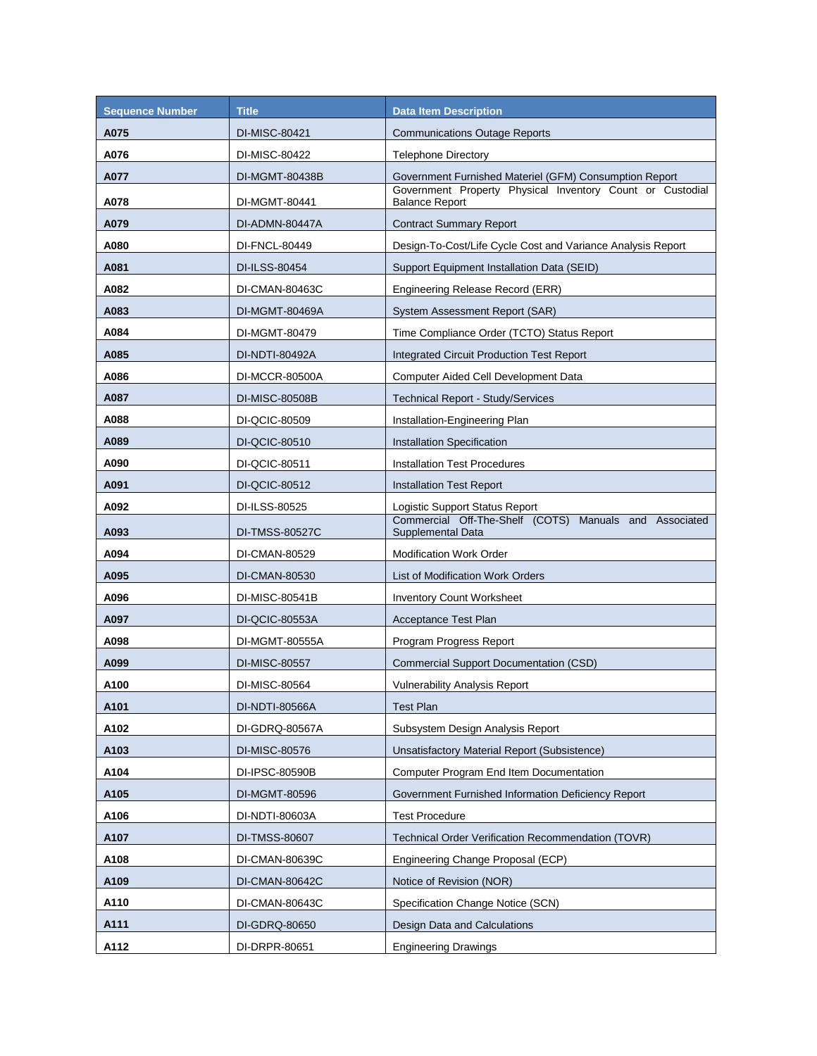| Sequence Number | Title | Data Item Description |
| --- | --- | --- |
| A075 | DI-MISC-80421 | Communications Outage Reports |
| A076 | DI-MISC-80422 | Telephone Directory |
| A077 | DI-MGMT-80438B | Government Furnished Materiel (GFM) Consumption Report |
| A078 | DI-MGMT-80441 | Government Property Physical Inventory Count or Custodial Balance Report |
| A079 | DI-ADMN-80447A | Contract Summary Report |
| A080 | DI-FNCL-80449 | Design-To-Cost/Life Cycle Cost and Variance Analysis Report |
| A081 | DI-ILSS-80454 | Support Equipment Installation Data (SEID) |
| A082 | DI-CMAN-80463C | Engineering Release Record (ERR) |
| A083 | DI-MGMT-80469A | System Assessment Report (SAR) |
| A084 | DI-MGMT-80479 | Time Compliance Order (TCTO) Status Report |
| A085 | DI-NDTI-80492A | Integrated Circuit Production Test Report |
| A086 | DI-MCCR-80500A | Computer Aided Cell Development Data |
| A087 | DI-MISC-80508B | Technical Report - Study/Services |
| A088 | DI-QCIC-80509 | Installation-Engineering Plan |
| A089 | DI-QCIC-80510 | Installation Specification |
| A090 | DI-QCIC-80511 | Installation Test Procedures |
| A091 | DI-QCIC-80512 | Installation Test Report |
| A092 | DI-ILSS-80525 | Logistic Support Status Report |
| A093 | DI-TMSS-80527C | Commercial Off-The-Shelf (COTS) Manuals and Associated Supplemental Data |
| A094 | DI-CMAN-80529 | Modification Work Order |
| A095 | DI-CMAN-80530 | List of Modification Work Orders |
| A096 | DI-MISC-80541B | Inventory Count Worksheet |
| A097 | DI-QCIC-80553A | Acceptance Test Plan |
| A098 | DI-MGMT-80555A | Program Progress Report |
| A099 | DI-MISC-80557 | Commercial Support Documentation (CSD) |
| A100 | DI-MISC-80564 | Vulnerability Analysis Report |
| A101 | DI-NDTI-80566A | Test Plan |
| A102 | DI-GDRQ-80567A | Subsystem Design Analysis Report |
| A103 | DI-MISC-80576 | Unsatisfactory Material Report (Subsistence) |
| A104 | DI-IPSC-80590B | Computer Program End Item Documentation |
| A105 | DI-MGMT-80596 | Government Furnished Information Deficiency Report |
| A106 | DI-NDTI-80603A | Test Procedure |
| A107 | DI-TMSS-80607 | Technical Order Verification Recommendation (TOVR) |
| A108 | DI-CMAN-80639C | Engineering Change Proposal (ECP) |
| A109 | DI-CMAN-80642C | Notice of Revision (NOR) |
| A110 | DI-CMAN-80643C | Specification Change Notice (SCN) |
| A111 | DI-GDRQ-80650 | Design Data and Calculations |
| A112 | DI-DRPR-80651 | Engineering Drawings |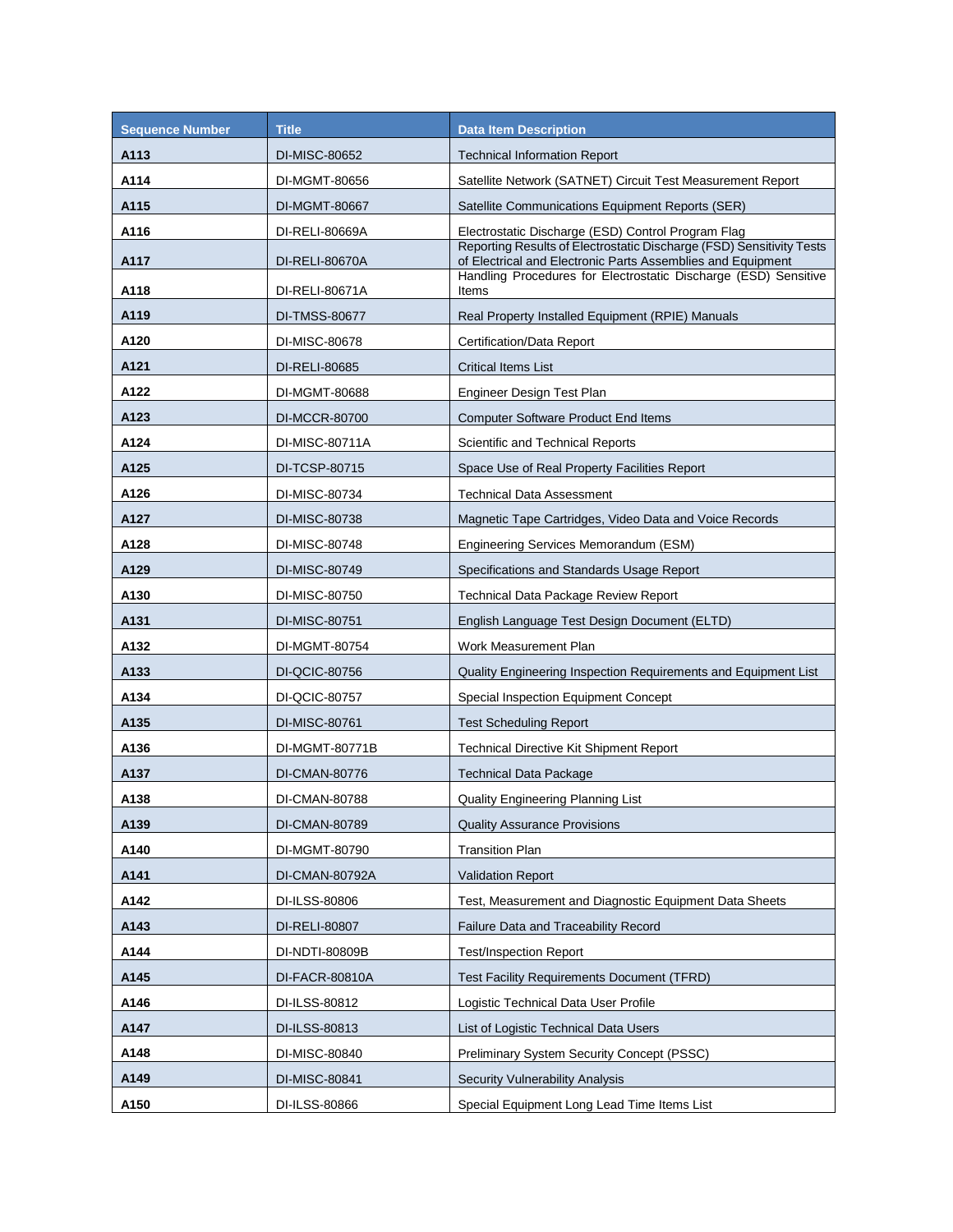| Sequence Number | Title | Data Item Description |
|---|---|---|
| A113 | DI-MISC-80652 | Technical Information Report |
| A114 | DI-MGMT-80656 | Satellite Network (SATNET) Circuit Test Measurement Report |
| A115 | DI-MGMT-80667 | Satellite Communications Equipment Reports (SER) |
| A116 | DI-RELI-80669A | Electrostatic Discharge (ESD) Control Program Flag |
| A117 | DI-RELI-80670A | Reporting Results of Electrostatic Discharge (FSD) Sensitivity Tests of Electrical and Electronic Parts Assemblies and Equipment |
| A118 | DI-RELI-80671A | Handling Procedures for Electrostatic Discharge (ESD) Sensitive Items |
| A119 | DI-TMSS-80677 | Real Property Installed Equipment (RPIE) Manuals |
| A120 | DI-MISC-80678 | Certification/Data Report |
| A121 | DI-RELI-80685 | Critical Items List |
| A122 | DI-MGMT-80688 | Engineer Design Test Plan |
| A123 | DI-MCCR-80700 | Computer Software Product End Items |
| A124 | DI-MISC-80711A | Scientific and Technical Reports |
| A125 | DI-TCSP-80715 | Space Use of Real Property Facilities Report |
| A126 | DI-MISC-80734 | Technical Data Assessment |
| A127 | DI-MISC-80738 | Magnetic Tape Cartridges, Video Data and Voice Records |
| A128 | DI-MISC-80748 | Engineering Services Memorandum (ESM) |
| A129 | DI-MISC-80749 | Specifications and Standards Usage Report |
| A130 | DI-MISC-80750 | Technical Data Package Review Report |
| A131 | DI-MISC-80751 | English Language Test Design Document (ELTD) |
| A132 | DI-MGMT-80754 | Work Measurement Plan |
| A133 | DI-QCIC-80756 | Quality Engineering Inspection Requirements and Equipment List |
| A134 | DI-QCIC-80757 | Special Inspection Equipment Concept |
| A135 | DI-MISC-80761 | Test Scheduling Report |
| A136 | DI-MGMT-80771B | Technical Directive Kit Shipment Report |
| A137 | DI-CMAN-80776 | Technical Data Package |
| A138 | DI-CMAN-80788 | Quality Engineering Planning List |
| A139 | DI-CMAN-80789 | Quality Assurance Provisions |
| A140 | DI-MGMT-80790 | Transition Plan |
| A141 | DI-CMAN-80792A | Validation Report |
| A142 | DI-ILSS-80806 | Test, Measurement and Diagnostic Equipment Data Sheets |
| A143 | DI-RELI-80807 | Failure Data and Traceability Record |
| A144 | DI-NDTI-80809B | Test/Inspection Report |
| A145 | DI-FACR-80810A | Test Facility Requirements Document (TFRD) |
| A146 | DI-ILSS-80812 | Logistic Technical Data User Profile |
| A147 | DI-ILSS-80813 | List of Logistic Technical Data Users |
| A148 | DI-MISC-80840 | Preliminary System Security Concept (PSSC) |
| A149 | DI-MISC-80841 | Security Vulnerability Analysis |
| A150 | DI-ILSS-80866 | Special Equipment Long Lead Time Items List |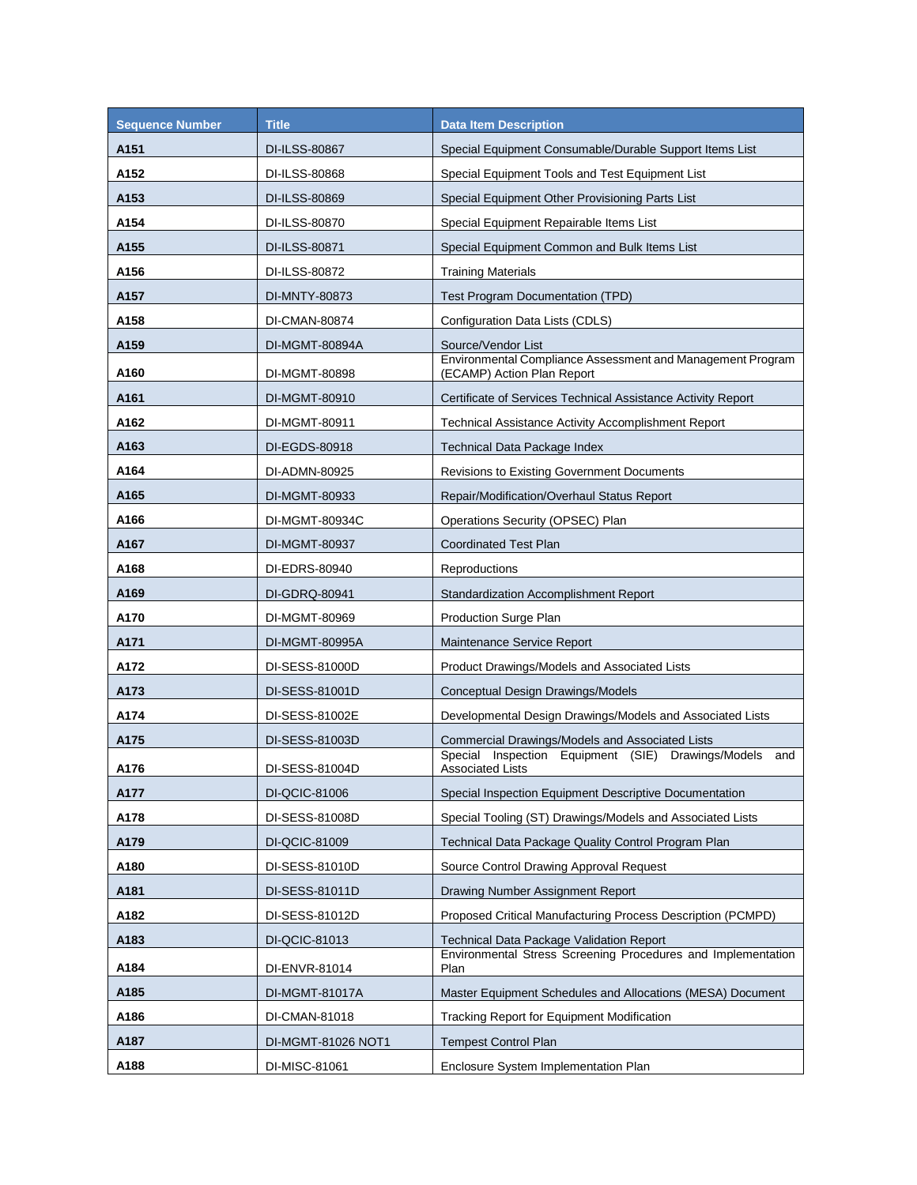| Sequence Number | Title | Data Item Description |
| --- | --- | --- |
| A151 | DI-ILSS-80867 | Special Equipment Consumable/Durable Support Items List |
| A152 | DI-ILSS-80868 | Special Equipment Tools and Test Equipment List |
| A153 | DI-ILSS-80869 | Special Equipment Other Provisioning Parts List |
| A154 | DI-ILSS-80870 | Special Equipment Repairable Items List |
| A155 | DI-ILSS-80871 | Special Equipment Common and Bulk Items List |
| A156 | DI-ILSS-80872 | Training Materials |
| A157 | DI-MNTY-80873 | Test Program Documentation (TPD) |
| A158 | DI-CMAN-80874 | Configuration Data Lists (CDLS) |
| A159 | DI-MGMT-80894A | Source/Vendor List |
| A160 | DI-MGMT-80898 | Environmental Compliance Assessment and Management Program (ECAMP) Action Plan Report |
| A161 | DI-MGMT-80910 | Certificate of Services Technical Assistance Activity Report |
| A162 | DI-MGMT-80911 | Technical Assistance Activity Accomplishment Report |
| A163 | DI-EGDS-80918 | Technical Data Package Index |
| A164 | DI-ADMN-80925 | Revisions to Existing Government Documents |
| A165 | DI-MGMT-80933 | Repair/Modification/Overhaul Status Report |
| A166 | DI-MGMT-80934C | Operations Security (OPSEC) Plan |
| A167 | DI-MGMT-80937 | Coordinated Test Plan |
| A168 | DI-EDRS-80940 | Reproductions |
| A169 | DI-GDRQ-80941 | Standardization Accomplishment Report |
| A170 | DI-MGMT-80969 | Production Surge Plan |
| A171 | DI-MGMT-80995A | Maintenance Service Report |
| A172 | DI-SESS-81000D | Product Drawings/Models and Associated Lists |
| A173 | DI-SESS-81001D | Conceptual Design Drawings/Models |
| A174 | DI-SESS-81002E | Developmental Design Drawings/Models and Associated Lists |
| A175 | DI-SESS-81003D | Commercial Drawings/Models and Associated Lists |
| A176 | DI-SESS-81004D | Special Inspection Equipment (SIE) Drawings/Models and Associated Lists |
| A177 | DI-QCIC-81006 | Special Inspection Equipment Descriptive Documentation |
| A178 | DI-SESS-81008D | Special Tooling (ST) Drawings/Models and Associated Lists |
| A179 | DI-QCIC-81009 | Technical Data Package Quality Control Program Plan |
| A180 | DI-SESS-81010D | Source Control Drawing Approval Request |
| A181 | DI-SESS-81011D | Drawing Number Assignment Report |
| A182 | DI-SESS-81012D | Proposed Critical Manufacturing Process Description (PCMPD) |
| A183 | DI-QCIC-81013 | Technical Data Package Validation Report |
| A184 | DI-ENVR-81014 | Environmental Stress Screening Procedures and Implementation Plan |
| A185 | DI-MGMT-81017A | Master Equipment Schedules and Allocations (MESA) Document |
| A186 | DI-CMAN-81018 | Tracking Report for Equipment Modification |
| A187 | DI-MGMT-81026 NOT1 | Tempest Control Plan |
| A188 | DI-MISC-81061 | Enclosure System Implementation Plan |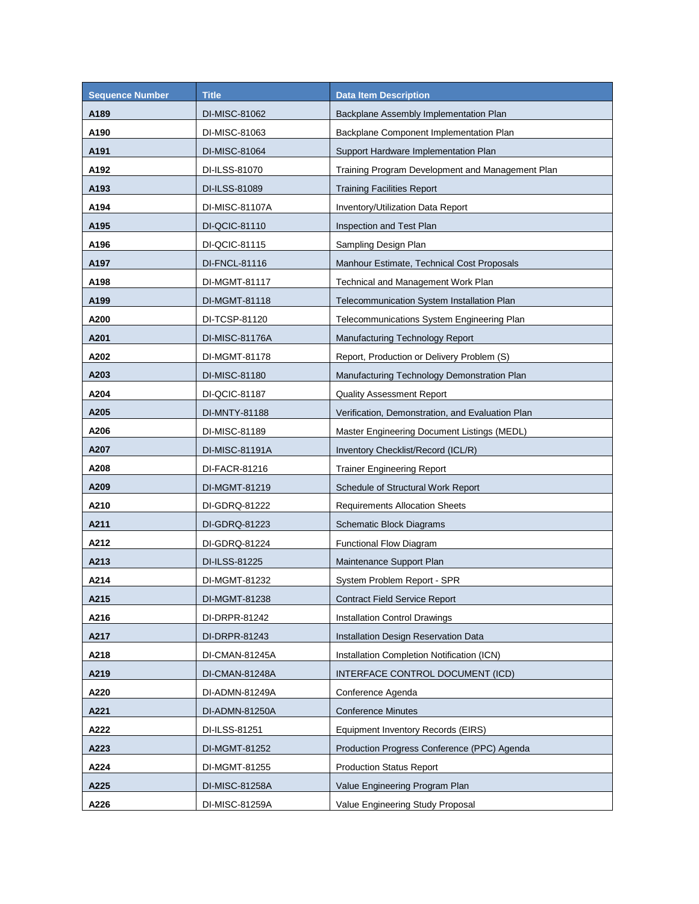| Sequence Number | Title | Data Item Description |
|---|---|---|
| A189 | DI-MISC-81062 | Backplane Assembly Implementation Plan |
| A190 | DI-MISC-81063 | Backplane Component Implementation Plan |
| A191 | DI-MISC-81064 | Support Hardware Implementation Plan |
| A192 | DI-ILSS-81070 | Training Program Development and Management Plan |
| A193 | DI-ILSS-81089 | Training Facilities Report |
| A194 | DI-MISC-81107A | Inventory/Utilization Data Report |
| A195 | DI-QCIC-81110 | Inspection and Test Plan |
| A196 | DI-QCIC-81115 | Sampling Design Plan |
| A197 | DI-FNCL-81116 | Manhour Estimate, Technical Cost Proposals |
| A198 | DI-MGMT-81117 | Technical and Management Work Plan |
| A199 | DI-MGMT-81118 | Telecommunication System Installation Plan |
| A200 | DI-TCSP-81120 | Telecommunications System Engineering Plan |
| A201 | DI-MISC-81176A | Manufacturing Technology Report |
| A202 | DI-MGMT-81178 | Report, Production or Delivery Problem (S) |
| A203 | DI-MISC-81180 | Manufacturing Technology Demonstration Plan |
| A204 | DI-QCIC-81187 | Quality Assessment Report |
| A205 | DI-MNTY-81188 | Verification, Demonstration, and Evaluation Plan |
| A206 | DI-MISC-81189 | Master Engineering Document Listings (MEDL) |
| A207 | DI-MISC-81191A | Inventory Checklist/Record (ICL/R) |
| A208 | DI-FACR-81216 | Trainer Engineering Report |
| A209 | DI-MGMT-81219 | Schedule of Structural Work Report |
| A210 | DI-GDRQ-81222 | Requirements Allocation Sheets |
| A211 | DI-GDRQ-81223 | Schematic Block Diagrams |
| A212 | DI-GDRQ-81224 | Functional Flow Diagram |
| A213 | DI-ILSS-81225 | Maintenance Support Plan |
| A214 | DI-MGMT-81232 | System Problem Report - SPR |
| A215 | DI-MGMT-81238 | Contract Field Service Report |
| A216 | DI-DRPR-81242 | Installation Control Drawings |
| A217 | DI-DRPR-81243 | Installation Design Reservation Data |
| A218 | DI-CMAN-81245A | Installation Completion Notification (ICN) |
| A219 | DI-CMAN-81248A | INTERFACE CONTROL DOCUMENT (ICD) |
| A220 | DI-ADMN-81249A | Conference Agenda |
| A221 | DI-ADMN-81250A | Conference Minutes |
| A222 | DI-ILSS-81251 | Equipment Inventory Records (EIRS) |
| A223 | DI-MGMT-81252 | Production Progress Conference (PPC) Agenda |
| A224 | DI-MGMT-81255 | Production Status Report |
| A225 | DI-MISC-81258A | Value Engineering Program Plan |
| A226 | DI-MISC-81259A | Value Engineering Study Proposal |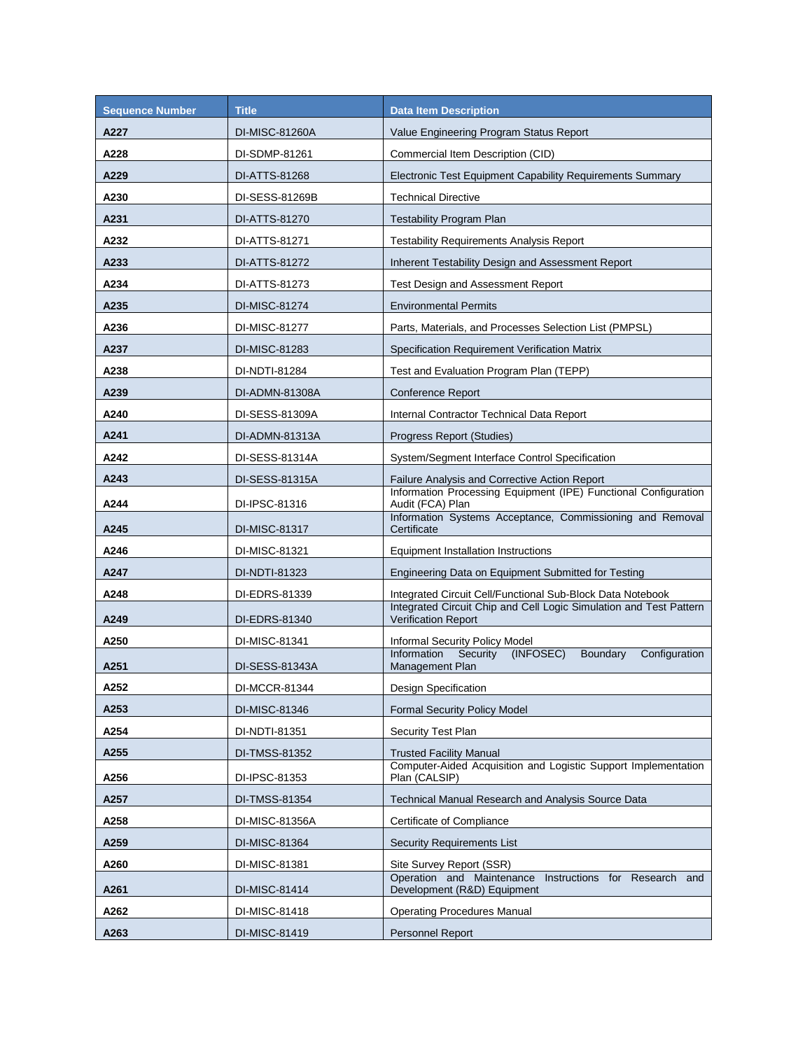| Sequence Number | Title | Data Item Description |
|---|---|---|
| A227 | DI-MISC-81260A | Value Engineering Program Status Report |
| A228 | DI-SDMP-81261 | Commercial Item Description (CID) |
| A229 | DI-ATTS-81268 | Electronic Test Equipment Capability Requirements Summary |
| A230 | DI-SESS-81269B | Technical Directive |
| A231 | DI-ATTS-81270 | Testability Program Plan |
| A232 | DI-ATTS-81271 | Testability Requirements Analysis Report |
| A233 | DI-ATTS-81272 | Inherent Testability Design and Assessment Report |
| A234 | DI-ATTS-81273 | Test Design and Assessment Report |
| A235 | DI-MISC-81274 | Environmental Permits |
| A236 | DI-MISC-81277 | Parts, Materials, and Processes Selection List (PMPSL) |
| A237 | DI-MISC-81283 | Specification Requirement Verification Matrix |
| A238 | DI-NDTI-81284 | Test and Evaluation Program Plan (TEPP) |
| A239 | DI-ADMN-81308A | Conference Report |
| A240 | DI-SESS-81309A | Internal Contractor Technical Data Report |
| A241 | DI-ADMN-81313A | Progress Report (Studies) |
| A242 | DI-SESS-81314A | System/Segment Interface Control Specification |
| A243 | DI-SESS-81315A | Failure Analysis and Corrective Action Report |
| A244 | DI-IPSC-81316 | Information Processing Equipment (IPE) Functional Configuration Audit (FCA) Plan |
| A245 | DI-MISC-81317 | Information Systems Acceptance, Commissioning and Removal Certificate |
| A246 | DI-MISC-81321 | Equipment Installation Instructions |
| A247 | DI-NDTI-81323 | Engineering Data on Equipment Submitted for Testing |
| A248 | DI-EDRS-81339 | Integrated Circuit Cell/Functional Sub-Block Data Notebook |
| A249 | DI-EDRS-81340 | Integrated Circuit Chip and Cell Logic Simulation and Test Pattern Verification Report |
| A250 | DI-MISC-81341 | Informal Security Policy Model |
| A251 | DI-SESS-81343A | Information Security (INFOSEC) Boundary Configuration Management Plan |
| A252 | DI-MCCR-81344 | Design Specification |
| A253 | DI-MISC-81346 | Formal Security Policy Model |
| A254 | DI-NDTI-81351 | Security Test Plan |
| A255 | DI-TMSS-81352 | Trusted Facility Manual |
| A256 | DI-IPSC-81353 | Computer-Aided Acquisition and Logistic Support Implementation Plan (CALSIP) |
| A257 | DI-TMSS-81354 | Technical Manual Research and Analysis Source Data |
| A258 | DI-MISC-81356A | Certificate of Compliance |
| A259 | DI-MISC-81364 | Security Requirements List |
| A260 | DI-MISC-81381 | Site Survey Report (SSR) |
| A261 | DI-MISC-81414 | Operation and Maintenance Instructions for Research and Development (R&D) Equipment |
| A262 | DI-MISC-81418 | Operating Procedures Manual |
| A263 | DI-MISC-81419 | Personnel Report |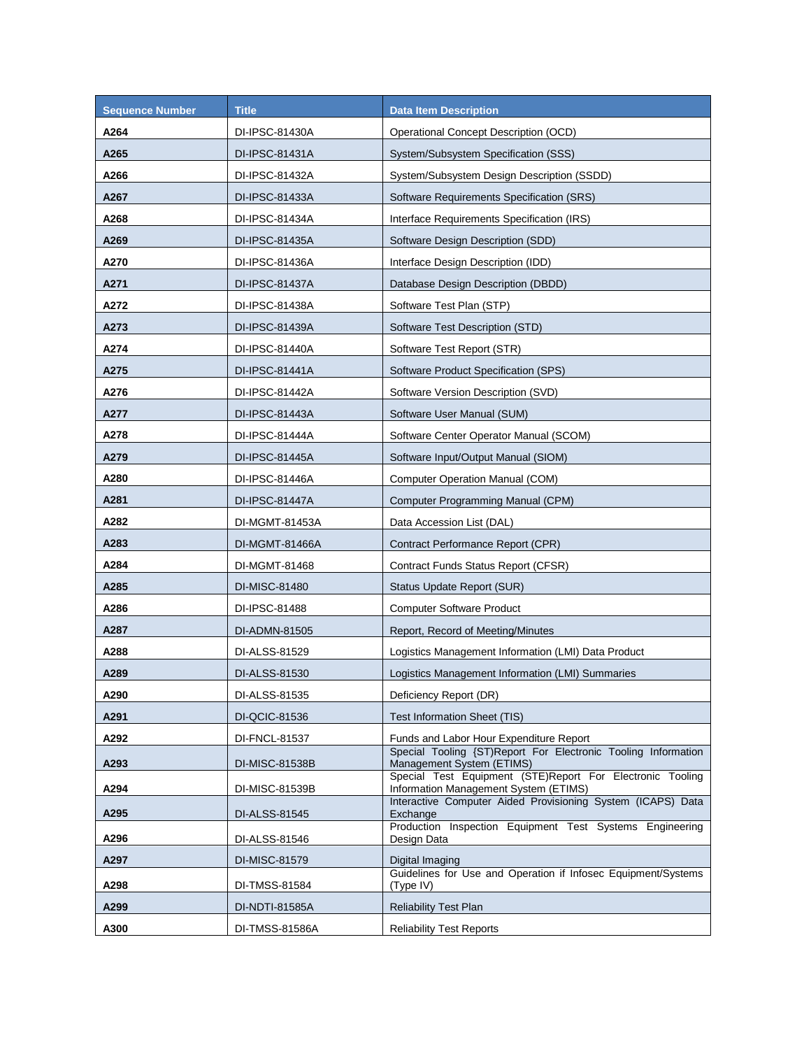| Sequence Number | Title | Data Item Description |
|---|---|---|
| A264 | DI-IPSC-81430A | Operational Concept Description (OCD) |
| A265 | DI-IPSC-81431A | System/Subsystem Specification (SSS) |
| A266 | DI-IPSC-81432A | System/Subsystem Design Description (SSDD) |
| A267 | DI-IPSC-81433A | Software Requirements Specification (SRS) |
| A268 | DI-IPSC-81434A | Interface Requirements Specification (IRS) |
| A269 | DI-IPSC-81435A | Software Design Description (SDD) |
| A270 | DI-IPSC-81436A | Interface Design Description (IDD) |
| A271 | DI-IPSC-81437A | Database Design Description (DBDD) |
| A272 | DI-IPSC-81438A | Software Test Plan (STP) |
| A273 | DI-IPSC-81439A | Software Test Description (STD) |
| A274 | DI-IPSC-81440A | Software Test Report (STR) |
| A275 | DI-IPSC-81441A | Software Product Specification (SPS) |
| A276 | DI-IPSC-81442A | Software Version Description (SVD) |
| A277 | DI-IPSC-81443A | Software User Manual (SUM) |
| A278 | DI-IPSC-81444A | Software Center Operator Manual (SCOM) |
| A279 | DI-IPSC-81445A | Software Input/Output Manual (SIOM) |
| A280 | DI-IPSC-81446A | Computer Operation Manual (COM) |
| A281 | DI-IPSC-81447A | Computer Programming Manual (CPM) |
| A282 | DI-MGMT-81453A | Data Accession List (DAL) |
| A283 | DI-MGMT-81466A | Contract Performance Report (CPR) |
| A284 | DI-MGMT-81468 | Contract Funds Status Report (CFSR) |
| A285 | DI-MISC-81480 | Status Update Report (SUR) |
| A286 | DI-IPSC-81488 | Computer Software Product |
| A287 | DI-ADMN-81505 | Report, Record of Meeting/Minutes |
| A288 | DI-ALSS-81529 | Logistics Management Information (LMI) Data Product |
| A289 | DI-ALSS-81530 | Logistics Management Information (LMI) Summaries |
| A290 | DI-ALSS-81535 | Deficiency Report (DR) |
| A291 | DI-QCIC-81536 | Test Information Sheet (TIS) |
| A292 | DI-FNCL-81537 | Funds and Labor Hour Expenditure Report |
| A293 | DI-MISC-81538B | Special Tooling {ST)Report For Electronic Tooling Information Management System (ETIMS) |
| A294 | DI-MISC-81539B | Special Test Equipment (STE)Report For Electronic Tooling Information Management System (ETIMS) |
| A295 | DI-ALSS-81545 | Interactive Computer Aided Provisioning System (ICAPS) Data Exchange |
| A296 | DI-ALSS-81546 | Production Inspection Equipment Test Systems Engineering Design Data |
| A297 | DI-MISC-81579 | Digital Imaging |
| A298 | DI-TMSS-81584 | Guidelines for Use and Operation if Infosec Equipment/Systems (Type IV) |
| A299 | DI-NDTI-81585A | Reliability Test Plan |
| A300 | DI-TMSS-81586A | Reliability Test Reports |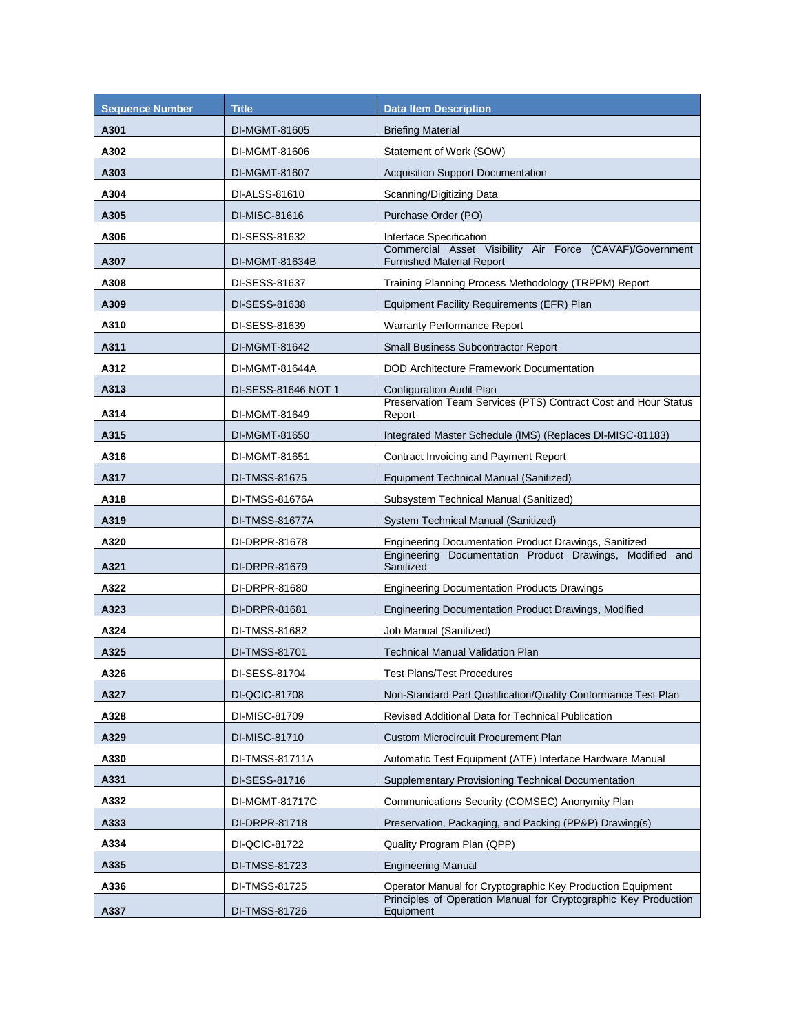| Sequence Number | Title | Data Item Description |
| --- | --- | --- |
| A301 | DI-MGMT-81605 | Briefing Material |
| A302 | DI-MGMT-81606 | Statement of Work (SOW) |
| A303 | DI-MGMT-81607 | Acquisition Support Documentation |
| A304 | DI-ALSS-81610 | Scanning/Digitizing Data |
| A305 | DI-MISC-81616 | Purchase Order (PO) |
| A306 | DI-SESS-81632 | Interface Specification |
| A307 | DI-MGMT-81634B | Commercial Asset Visibility Air Force (CAVAF)/Government Furnished Material Report |
| A308 | DI-SESS-81637 | Training Planning Process Methodology (TRPPM) Report |
| A309 | DI-SESS-81638 | Equipment Facility Requirements (EFR) Plan |
| A310 | DI-SESS-81639 | Warranty Performance Report |
| A311 | DI-MGMT-81642 | Small Business Subcontractor Report |
| A312 | DI-MGMT-81644A | DOD Architecture Framework Documentation |
| A313 | DI-SESS-81646 NOT 1 | Configuration Audit Plan |
| A314 | DI-MGMT-81649 | Preservation Team Services (PTS) Contract Cost and Hour Status Report |
| A315 | DI-MGMT-81650 | Integrated Master Schedule (IMS) (Replaces DI-MISC-81183) |
| A316 | DI-MGMT-81651 | Contract Invoicing and Payment Report |
| A317 | DI-TMSS-81675 | Equipment Technical Manual (Sanitized) |
| A318 | DI-TMSS-81676A | Subsystem Technical Manual (Sanitized) |
| A319 | DI-TMSS-81677A | System Technical Manual (Sanitized) |
| A320 | DI-DRPR-81678 | Engineering Documentation Product Drawings, Sanitized |
| A321 | DI-DRPR-81679 | Engineering Documentation Product Drawings, Modified and Sanitized |
| A322 | DI-DRPR-81680 | Engineering Documentation Products Drawings |
| A323 | DI-DRPR-81681 | Engineering Documentation Product Drawings, Modified |
| A324 | DI-TMSS-81682 | Job Manual (Sanitized) |
| A325 | DI-TMSS-81701 | Technical Manual Validation Plan |
| A326 | DI-SESS-81704 | Test Plans/Test Procedures |
| A327 | DI-QCIC-81708 | Non-Standard Part Qualification/Quality Conformance Test Plan |
| A328 | DI-MISC-81709 | Revised Additional Data for Technical Publication |
| A329 | DI-MISC-81710 | Custom Microcircuit Procurement Plan |
| A330 | DI-TMSS-81711A | Automatic Test Equipment (ATE) Interface Hardware Manual |
| A331 | DI-SESS-81716 | Supplementary Provisioning Technical Documentation |
| A332 | DI-MGMT-81717C | Communications Security (COMSEC) Anonymity Plan |
| A333 | DI-DRPR-81718 | Preservation, Packaging, and Packing (PP&P) Drawing(s) |
| A334 | DI-QCIC-81722 | Quality Program Plan (QPP) |
| A335 | DI-TMSS-81723 | Engineering Manual |
| A336 | DI-TMSS-81725 | Operator Manual for Cryptographic Key Production Equipment |
| A337 | DI-TMSS-81726 | Principles of Operation Manual for Cryptographic Key Production Equipment |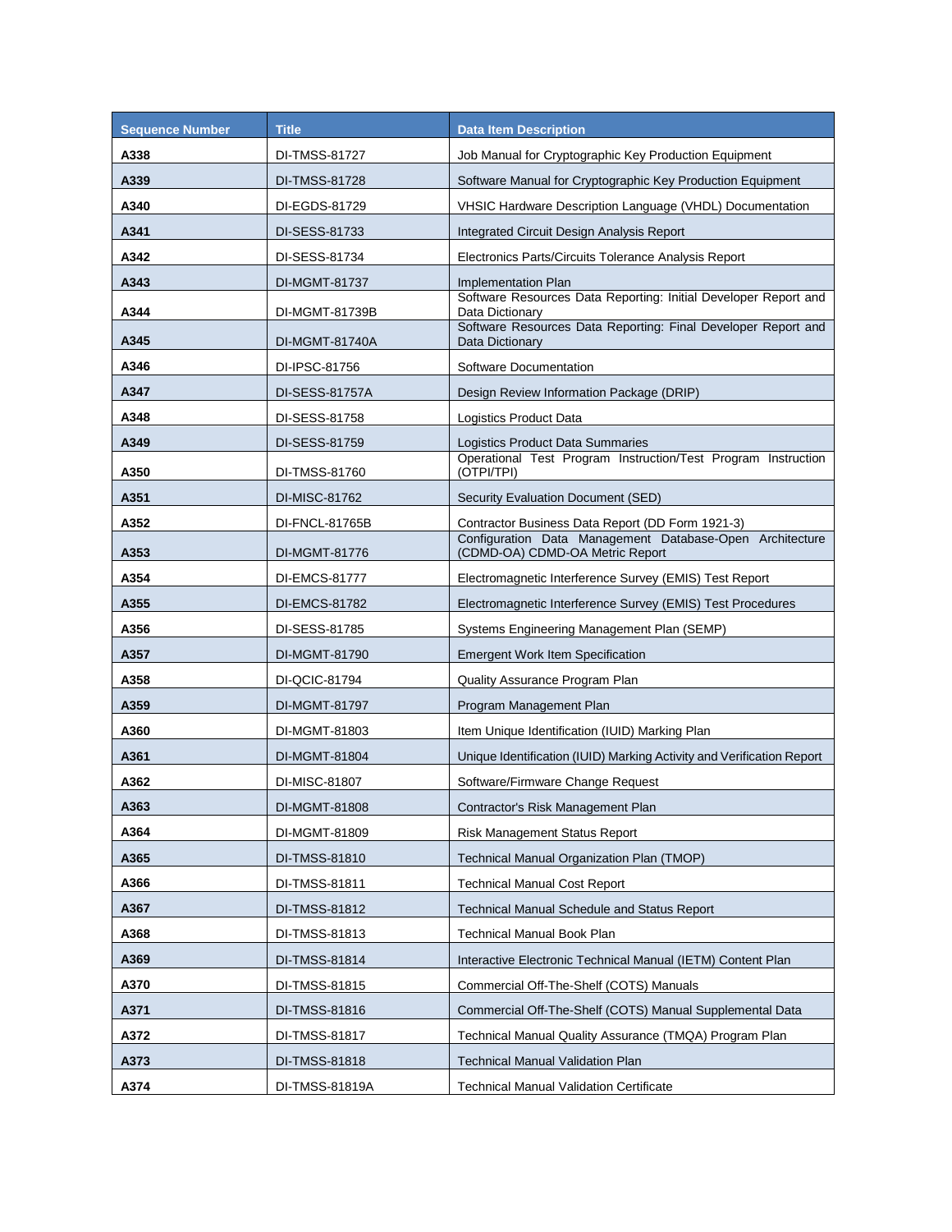| Sequence Number | Title | Data Item Description |
|---|---|---|
| A338 | DI-TMSS-81727 | Job Manual for Cryptographic Key Production Equipment |
| A339 | DI-TMSS-81728 | Software Manual for Cryptographic Key Production Equipment |
| A340 | DI-EGDS-81729 | VHSIC Hardware Description Language (VHDL) Documentation |
| A341 | DI-SESS-81733 | Integrated Circuit Design Analysis Report |
| A342 | DI-SESS-81734 | Electronics Parts/Circuits Tolerance Analysis Report |
| A343 | DI-MGMT-81737 | Implementation Plan |
| A344 | DI-MGMT-81739B | Software Resources Data Reporting: Initial Developer Report and Data Dictionary |
| A345 | DI-MGMT-81740A | Software Resources Data Reporting: Final Developer Report and Data Dictionary |
| A346 | DI-IPSC-81756 | Software Documentation |
| A347 | DI-SESS-81757A | Design Review Information Package (DRIP) |
| A348 | DI-SESS-81758 | Logistics Product Data |
| A349 | DI-SESS-81759 | Logistics Product Data Summaries |
| A350 | DI-TMSS-81760 | Operational Test Program Instruction/Test Program Instruction (OTPI/TPI) |
| A351 | DI-MISC-81762 | Security Evaluation Document (SED) |
| A352 | DI-FNCL-81765B | Contractor Business Data Report (DD Form 1921-3) |
| A353 | DI-MGMT-81776 | Configuration Data Management Database-Open Architecture (CDMD-OA) CDMD-OA Metric Report |
| A354 | DI-EMCS-81777 | Electromagnetic Interference Survey (EMIS) Test Report |
| A355 | DI-EMCS-81782 | Electromagnetic Interference Survey (EMIS) Test Procedures |
| A356 | DI-SESS-81785 | Systems Engineering Management Plan (SEMP) |
| A357 | DI-MGMT-81790 | Emergent Work Item Specification |
| A358 | DI-QCIC-81794 | Quality Assurance Program Plan |
| A359 | DI-MGMT-81797 | Program Management Plan |
| A360 | DI-MGMT-81803 | Item Unique Identification (IUID) Marking Plan |
| A361 | DI-MGMT-81804 | Unique Identification (IUID) Marking Activity and Verification Report |
| A362 | DI-MISC-81807 | Software/Firmware Change Request |
| A363 | DI-MGMT-81808 | Contractor's Risk Management Plan |
| A364 | DI-MGMT-81809 | Risk Management Status Report |
| A365 | DI-TMSS-81810 | Technical Manual Organization Plan (TMOP) |
| A366 | DI-TMSS-81811 | Technical Manual Cost Report |
| A367 | DI-TMSS-81812 | Technical Manual Schedule and Status Report |
| A368 | DI-TMSS-81813 | Technical Manual Book Plan |
| A369 | DI-TMSS-81814 | Interactive Electronic Technical Manual (IETM) Content Plan |
| A370 | DI-TMSS-81815 | Commercial Off-The-Shelf (COTS) Manuals |
| A371 | DI-TMSS-81816 | Commercial Off-The-Shelf (COTS) Manual Supplemental Data |
| A372 | DI-TMSS-81817 | Technical Manual Quality Assurance (TMQA) Program Plan |
| A373 | DI-TMSS-81818 | Technical Manual Validation Plan |
| A374 | DI-TMSS-81819A | Technical Manual Validation Certificate |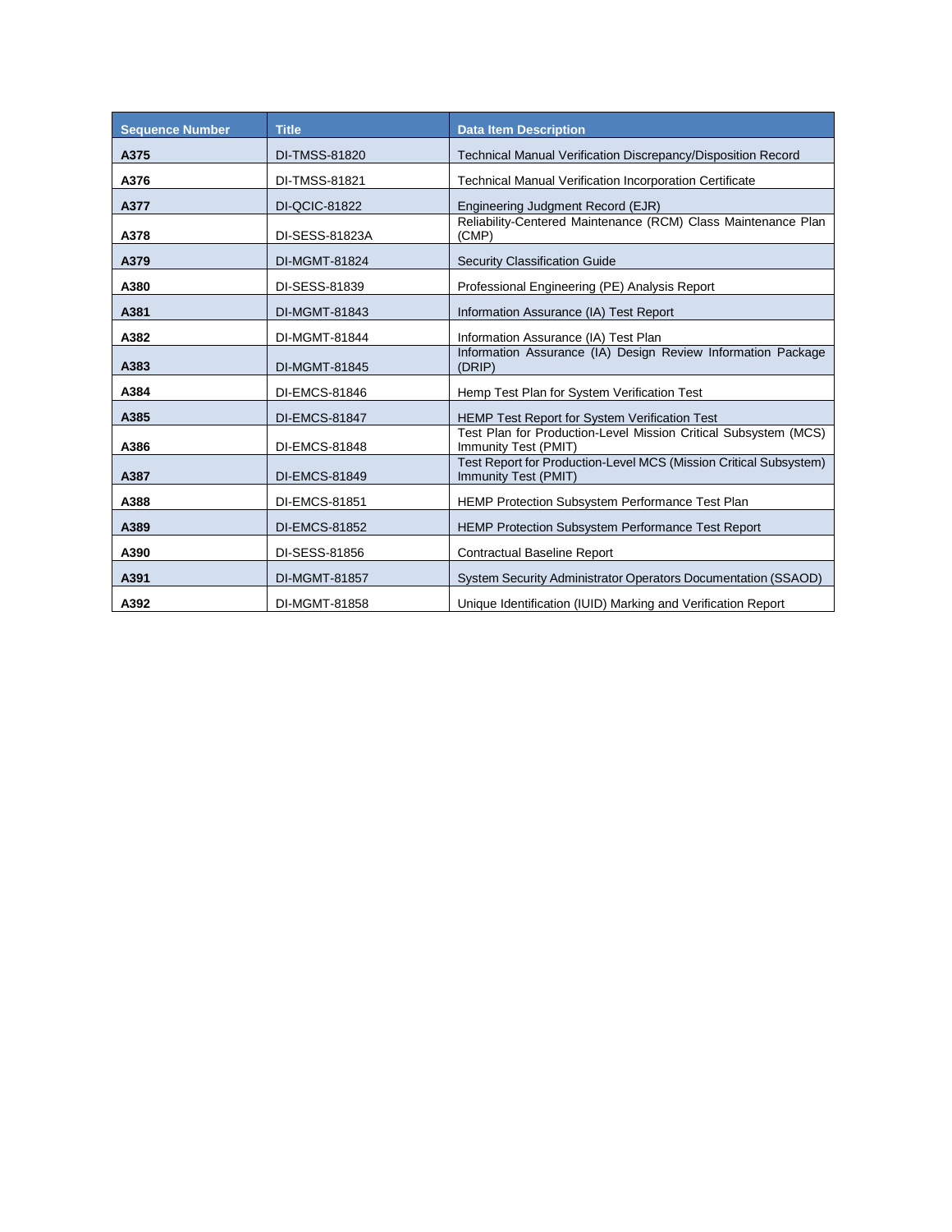| Sequence Number | Title | Data Item Description |
| --- | --- | --- |
| **A375** | DI-TMSS-81820 | Technical Manual Verification Discrepancy/Disposition Record |
| **A376** | DI-TMSS-81821 | Technical Manual Verification Incorporation Certificate |
| **A377** | DI-QCIC-81822 | Engineering Judgment Record (EJR) |
| **A378** | DI-SESS-81823A | Reliability-Centered Maintenance (RCM) Class Maintenance Plan (CMP) |
| **A379** | DI-MGMT-81824 | Security Classification Guide |
| **A380** | DI-SESS-81839 | Professional Engineering (PE) Analysis Report |
| **A381** | DI-MGMT-81843 | Information Assurance (IA) Test Report |
| **A382** | DI-MGMT-81844 | Information Assurance (IA) Test Plan |
| **A383** | DI-MGMT-81845 | Information Assurance (IA) Design Review Information Package (DRIP) |
| **A384** | DI-EMCS-81846 | Hemp Test Plan for System Verification Test |
| **A385** | DI-EMCS-81847 | HEMP Test Report for System Verification Test |
| **A386** | DI-EMCS-81848 | Test Plan for Production-Level Mission Critical Subsystem (MCS) Immunity Test (PMIT) |
| **A387** | DI-EMCS-81849 | Test Report for Production-Level MCS (Mission Critical Subsystem) Immunity Test (PMIT) |
| **A388** | DI-EMCS-81851 | HEMP Protection Subsystem Performance Test Plan |
| **A389** | DI-EMCS-81852 | HEMP Protection Subsystem Performance Test Report |
| **A390** | DI-SESS-81856 | Contractual Baseline Report |
| **A391** | DI-MGMT-81857 | System Security Administrator Operators Documentation (SSAOD) |
| **A392** | DI-MGMT-81858 | Unique Identification (IUID) Marking and Verification Report |